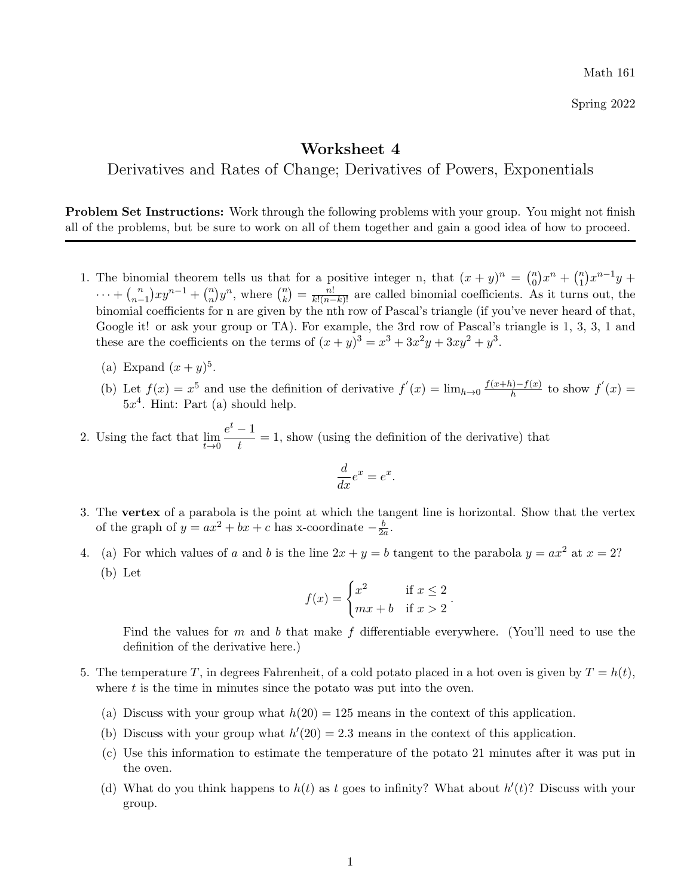Math 161

Spring 2022

# Worksheet 4

## Derivatives and Rates of Change; Derivatives of Powers, Exponentials

**Problem Set Instructions:** Work through the following problems with your group. You might not finish all of the problems, but be sure to work on all of them together and gain a good idea of how to proceed.

---

1. The binomial theorem tells us that for a positive integer n, that $(x+y)^n = \binom{n}{0}x^n + \binom{n}{1}x^{n-1}y + \cdots + \binom{n}{n-1}xy^{n-1} + \binom{n}{n}y^n$, where $\binom{n}{k} = \frac{n!}{k!(n-k)!}$ are called binomial coefficients. As it turns out, the binomial coefficients for n are given by the nth row of Pascal's triangle (if you've never heard of that, Google it! or ask your group or TA). For example, the 3rd row of Pascal's triangle is 1, 3, 3, 1 and these are the coefficients on the terms of $(x+y)^3 = x^3 + 3x^2y + 3xy^2 + y^3$.

   (a) Expand $(x+y)^5$.

   (b) Let $f(x) = x^5$ and use the definition of derivative $f'(x) = \lim_{h\to 0} \frac{f(x+h)-f(x)}{h}$ to show $f'(x) = 5x^4$. Hint: Part (a) should help.

2. Using the fact that $\lim_{t\to 0} \dfrac{e^t - 1}{t} = 1$, show (using the definition of the derivative) that

$$\frac{d}{dx}e^x = e^x.$$

3. The **vertex** of a parabola is the point at which the tangent line is horizontal. Show that the vertex of the graph of $y = ax^2 + bx + c$ has x-coordinate $-\frac{b}{2a}$.

4. (a) For which values of $a$ and $b$ is the line $2x + y = b$ tangent to the parabola $y = ax^2$ at $x = 2$?

   (b) Let

$$f(x) = \begin{cases} x^2 & \text{if } x \leq 2 \\ mx + b & \text{if } x > 2 \end{cases}.$$

   Find the values for $m$ and $b$ that make $f$ differentiable everywhere. (You'll need to use the definition of the derivative here.)

5. The temperature $T$, in degrees Fahrenheit, of a cold potato placed in a hot oven is given by $T = h(t)$, where $t$ is the time in minutes since the potato was put into the oven.

   (a) Discuss with your group what $h(20) = 125$ means in the context of this application.

   (b) Discuss with your group what $h'(20) = 2.3$ means in the context of this application.

   (c) Use this information to estimate the temperature of the potato 21 minutes after it was put in the oven.

   (d) What do you think happens to $h(t)$ as $t$ goes to infinity? What about $h'(t)$? Discuss with your group.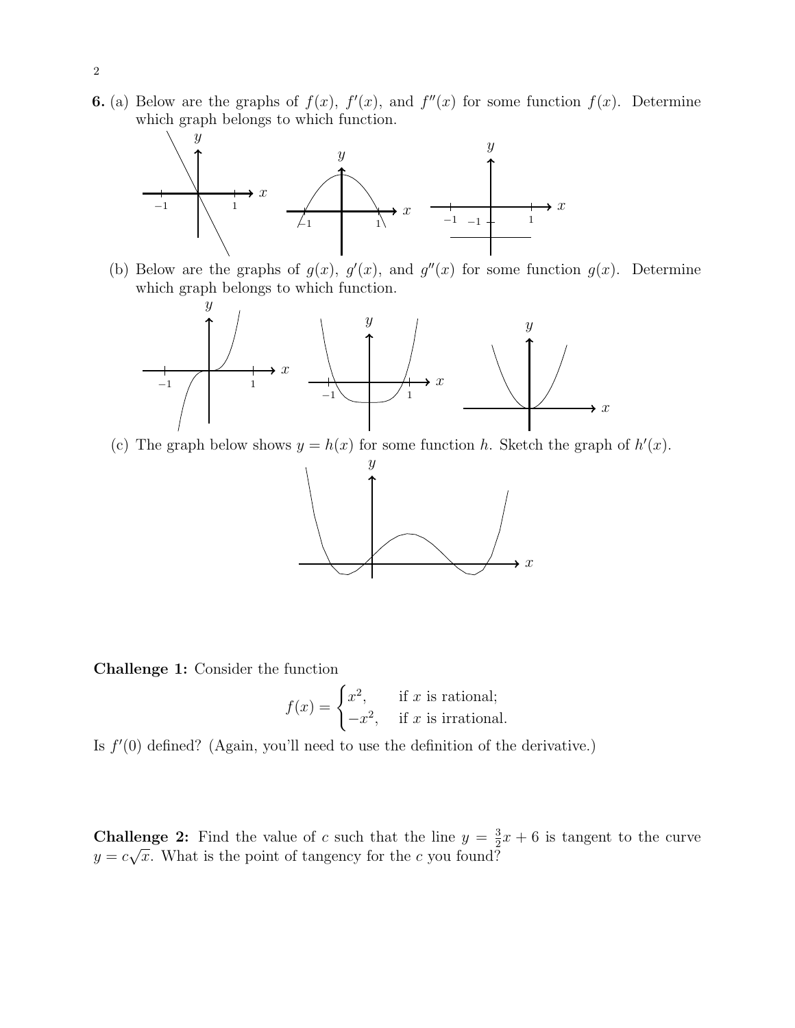**6.** (a) Below are the graphs of $f(x)$, $f'(x)$, and $f''(x)$ for some function $f(x)$. Determine which graph belongs to which function.

$y$

$-1$ $1$ $x$

$y$

$-1$ $1$ $x$

$y$

$-1$ $-1$ $1$ $x$

(b) Below are the graphs of $g(x)$, $g'(x)$, and $g''(x)$ for some function $g(x)$. Determine which graph belongs to which function.

$y$

$-1$ $1$ $x$

$y$

$-1$ $1$ $x$

$y$

$x$

(c) The graph below shows $y = h(x)$ for some function $h$. Sketch the graph of $h'(x)$.

$y$

$x$

**Challenge 1:** Consider the function

$$f(x) = \begin{cases} x^2, & \text{if } x \text{ is rational;} \\ -x^2, & \text{if } x \text{ is irrational.} \end{cases}$$

Is $f'(0)$ defined? (Again, you'll need to use the definition of the derivative.)

**Challenge 2:** Find the value of $c$ such that the line $y = \frac{3}{2}x + 6$ is tangent to the curve $y = c\sqrt{x}$. What is the point of tangency for the $c$ you found?